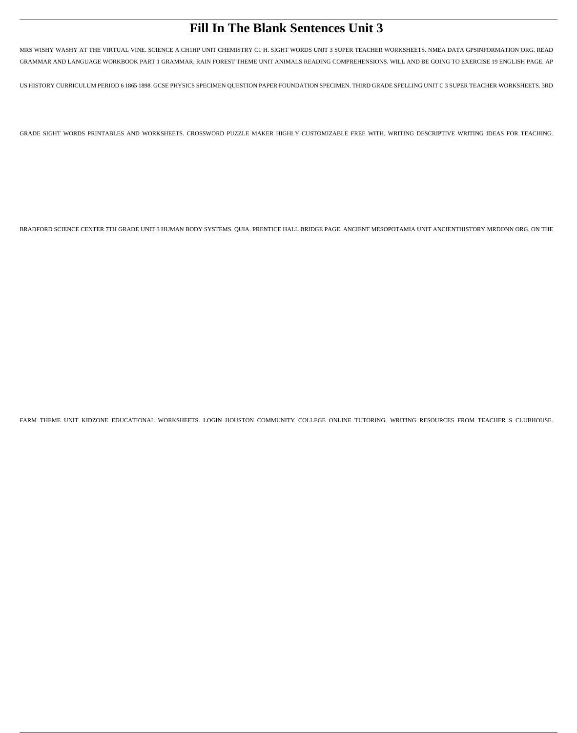# Fill In The Blank Sentences Unit 3

MRS WISHY WASHY AT THE VIRTUAL VINE. SCIENCE A CH1HP UNIT CHEMISTRY C1 H. SIGHT WORDS UNIT 3 SUPER TEACHER WORKSHEETS. NMEA DATA GPSINFORMATION ORG. READ GRAMMAR AND LANGUAGE WORKBOOK PART 1 GRAMMAR. RAIN FOREST THEME UNIT ANIMALS READING COMPREHENSIONS. WILL AND BE GOING TO EXERCISE 19 ENGLISH PAGE. AP US HISTORY CURRICULUM PERIOD 6 1865 1898. GCSE PHYSICS SPECIMEN QUESTION PAPER FOUNDATION SPECIMEN. THIRD GRADE SPELLING UNIT C 3 SUPER TEACHER WORKSHEETS. 3RD GRADE SIGHT WORDS PRINTABLES AND WORKSHEETS. CROSSWORD PUZZLE MAKER HIGHLY CUSTOMIZABLE FREE WITH. WRITING DESCRIPTIVE WRITING IDEAS FOR TEACHING. BRADFORD SCIENCE CENTER 7TH GRADE UNIT 3 HUMAN BODY SYSTEMS. QUIA. PRENTICE HALL BRIDGE PAGE. ANCIENT MESOPOTAMIA UNIT ANCIENTHISTORY MRDONN ORG. ON THE FARM THEME UNIT KIDZONE EDUCATIONAL WORKSHEETS. LOGIN HOUSTON COMMUNITY COLLEGE ONLINE TUTORING. WRITING RESOURCES FROM TEACHER S CLUBHOUSE.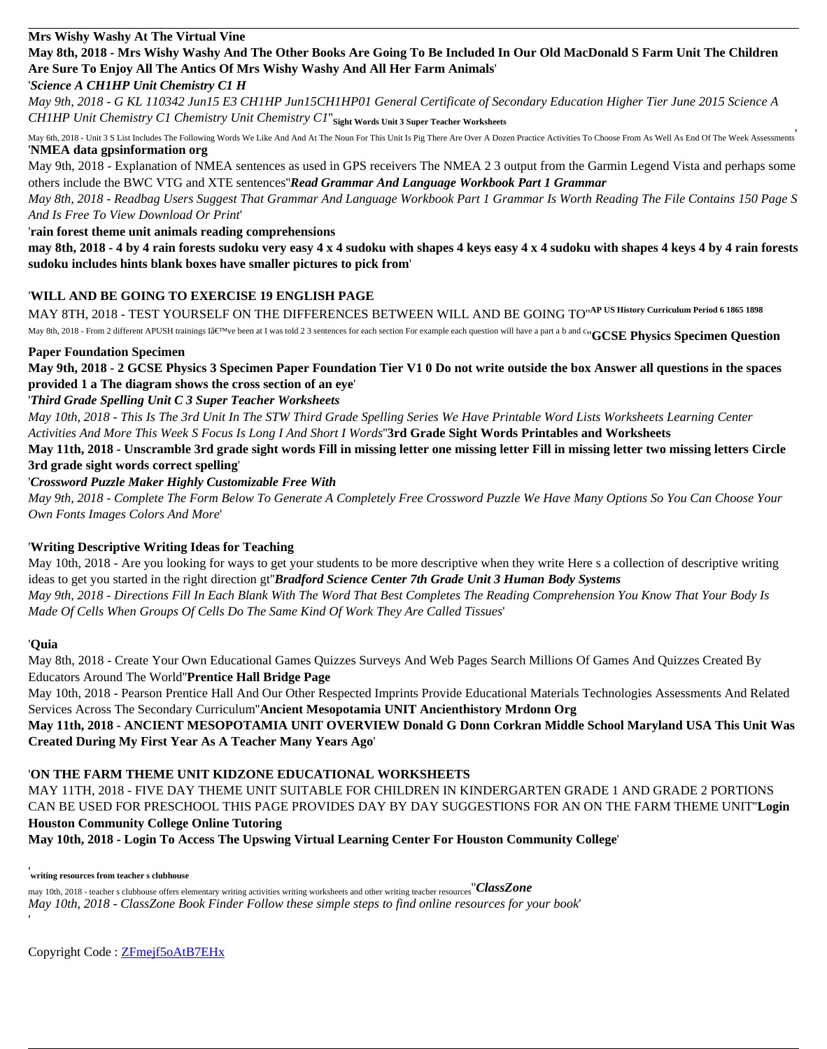**Mrs Wishy Washy At The Virtual Vine**

**May 8th, 2018 - Mrs Wishy Washy And The Other Books Are Going To Be Included In Our Old MacDonald S Farm Unit The Children Are Sure To Enjoy All The Antics Of Mrs Wishy Washy And All Her Farm Animals**'

'***Science A CH1HP Unit Chemistry C1 H***

*May 9th, 2018 - G KL 110342 Jun15 E3 CH1HP Jun15CH1HP01 General Certificate of Secondary Education Higher Tier June 2015 Science A CH1HP Unit Chemistry C1 Chemistry Unit Chemistry C1*''**Sight Words Unit 3 Super Teacher Worksheets**

May 6th, 2018 - Unit 3 S List Includes The Following Words We Like And And At The Noun For This Unit Is Pig There Are Over A Dozen Practice Activities To Choose From As Well As End Of The Week Assessments'

'**NMEA data gpsinformation org**

May 9th, 2018 - Explanation of NMEA sentences as used in GPS receivers The NMEA 2 3 output from the Garmin Legend Vista and perhaps some others include the BWC VTG and XTE sentences''***Read Grammar And Language Workbook Part 1 Grammar***

*May 8th, 2018 - Readbag Users Suggest That Grammar And Language Workbook Part 1 Grammar Is Worth Reading The File Contains 150 Page S And Is Free To View Download Or Print*'

'**rain forest theme unit animals reading comprehensions**

**may 8th, 2018 - 4 by 4 rain forests sudoku very easy 4 x 4 sudoku with shapes 4 keys easy 4 x 4 sudoku with shapes 4 keys 4 by 4 rain forests sudoku includes hints blank boxes have smaller pictures to pick from**'

'**WILL AND BE GOING TO EXERCISE 19 ENGLISH PAGE**

MAY 8TH, 2018 - TEST YOURSELF ON THE DIFFERENCES BETWEEN WILL AND BE GOING TO''**AP US History Curriculum Period 6 1865 1898**

May 8th, 2018 - From 2 different APUSH trainings Iâ€™ve been at I was told 2 3 sentences for each section For example each question will have a part a b and c''**GCSE Physics Specimen Question Paper Foundation Specimen**

**May 9th, 2018 - 2 GCSE Physics 3 Specimen Paper Foundation Tier V1 0 Do not write outside the box Answer all questions in the spaces provided 1 a The diagram shows the cross section of an eye**'

'***Third Grade Spelling Unit C 3 Super Teacher Worksheets***

*May 10th, 2018 - This Is The 3rd Unit In The STW Third Grade Spelling Series We Have Printable Word Lists Worksheets Learning Center Activities And More This Week S Focus Is Long I And Short I Words*''**3rd Grade Sight Words Printables and Worksheets**

**May 11th, 2018 - Unscramble 3rd grade sight words Fill in missing letter one missing letter Fill in missing letter two missing letters Circle 3rd grade sight words correct spelling**'

'***Crossword Puzzle Maker Highly Customizable Free With***

*May 9th, 2018 - Complete The Form Below To Generate A Completely Free Crossword Puzzle We Have Many Options So You Can Choose Your Own Fonts Images Colors And More*'

'**Writing Descriptive Writing Ideas for Teaching**

May 10th, 2018 - Are you looking for ways to get your students to be more descriptive when they write Here s a collection of descriptive writing ideas to get you started in the right direction gt''***Bradford Science Center 7th Grade Unit 3 Human Body Systems***

*May 9th, 2018 - Directions Fill In Each Blank With The Word That Best Completes The Reading Comprehension You Know That Your Body Is Made Of Cells When Groups Of Cells Do The Same Kind Of Work They Are Called Tissues*'

'**Quia**

May 8th, 2018 - Create Your Own Educational Games Quizzes Surveys And Web Pages Search Millions Of Games And Quizzes Created By Educators Around The World''**Prentice Hall Bridge Page**

May 10th, 2018 - Pearson Prentice Hall And Our Other Respected Imprints Provide Educational Materials Technologies Assessments And Related Services Across The Secondary Curriculum''**Ancient Mesopotamia UNIT Ancienthistory Mrdonn Org**

**May 11th, 2018 - ANCIENT MESOPOTAMIA UNIT OVERVIEW Donald G Donn Corkran Middle School Maryland USA This Unit Was Created During My First Year As A Teacher Many Years Ago**'

'**ON THE FARM THEME UNIT KIDZONE EDUCATIONAL WORKSHEETS**

MAY 11TH, 2018 - FIVE DAY THEME UNIT SUITABLE FOR CHILDREN IN KINDERGARTEN GRADE 1 AND GRADE 2 PORTIONS CAN BE USED FOR PRESCHOOL THIS PAGE PROVIDES DAY BY DAY SUGGESTIONS FOR AN ON THE FARM THEME UNIT''**Login Houston Community College Online Tutoring**

**May 10th, 2018 - Login To Access The Upswing Virtual Learning Center For Houston Community College**'

'**writing resources from teacher s clubhouse**

may 10th, 2018 - teacher s clubhouse offers elementary writing activities writing worksheets and other writing teacher resources''***ClassZone***

*May 10th, 2018 - ClassZone Book Finder Follow these simple steps to find online resources for your book*'

'

Copyright Code : ZFmejf5oAtB7EHx